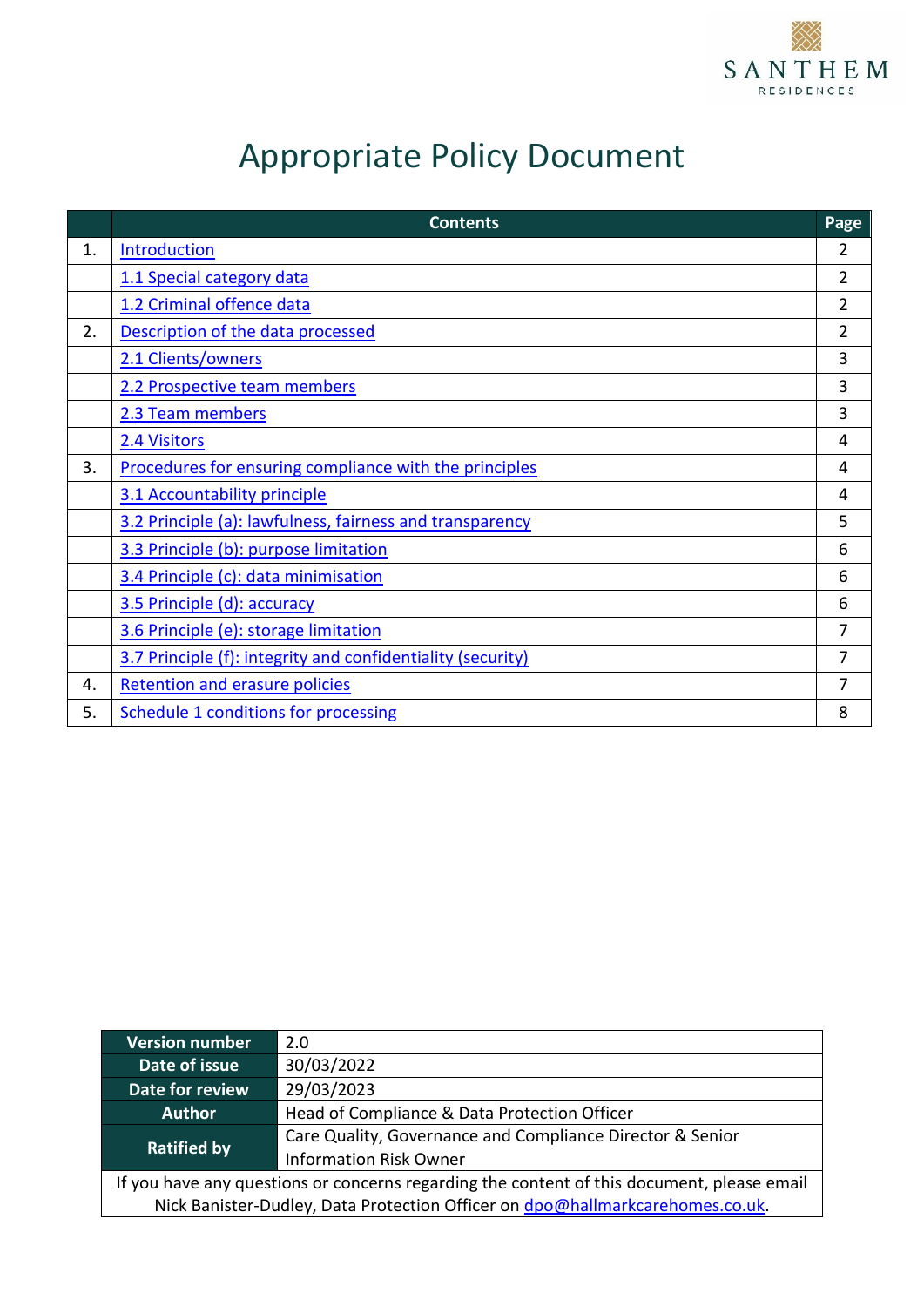SANTHEM
RESIDENCES

# Appropriate Policy Document

| | Contents | Page |
|---|---|---|
| 1. | Introduction | 2 |
| | 1.1 Special category data | 2 |
| | 1.2 Criminal offence data | 2 |
| 2. | Description of the data processed | 2 |
| | 2.1 Clients/owners | 3 |
| | 2.2 Prospective team members | 3 |
| | 2.3 Team members | 3 |
| | 2.4 Visitors | 4 |
| 3. | Procedures for ensuring compliance with the principles | 4 |
| | 3.1 Accountability principle | 4 |
| | 3.2 Principle (a): lawfulness, fairness and transparency | 5 |
| | 3.3 Principle (b): purpose limitation | 6 |
| | 3.4 Principle (c): data minimisation | 6 |
| | 3.5 Principle (d): accuracy | 6 |
| | 3.6 Principle (e): storage limitation | 7 |
| | 3.7 Principle (f): integrity and confidentiality (security) | 7 |
| 4. | Retention and erasure policies | 7 |
| 5. | Schedule 1 conditions for processing | 8 |

| | |
|---|---|
| **Version number** | 2.0 |
| **Date of issue** | 30/03/2022 |
| **Date for review** | 29/03/2023 |
| **Author** | Head of Compliance & Data Protection Officer |
| **Ratified by** | Care Quality, Governance and Compliance Director & Senior Information Risk Owner |

If you have any questions or concerns regarding the content of this document, please email Nick Banister-Dudley, Data Protection Officer on dpo@hallmarkcarehomes.co.uk.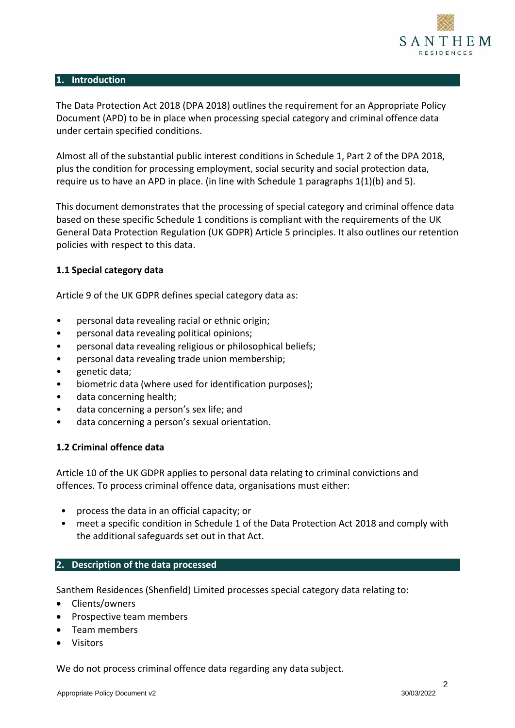## 1. Introduction

The Data Protection Act 2018 (DPA 2018) outlines the requirement for an Appropriate Policy Document (APD) to be in place when processing special category and criminal offence data under certain specified conditions.

Almost all of the substantial public interest conditions in Schedule 1, Part 2 of the DPA 2018, plus the condition for processing employment, social security and social protection data, require us to have an APD in place. (in line with Schedule 1 paragraphs 1(1)(b) and 5).

This document demonstrates that the processing of special category and criminal offence data based on these specific Schedule 1 conditions is compliant with the requirements of the UK General Data Protection Regulation (UK GDPR) Article 5 principles. It also outlines our retention policies with respect to this data.

### 1.1 Special category data

Article 9 of the UK GDPR defines special category data as:

- personal data revealing racial or ethnic origin;
- personal data revealing political opinions;
- personal data revealing religious or philosophical beliefs;
- personal data revealing trade union membership;
- genetic data;
- biometric data (where used for identification purposes);
- data concerning health;
- data concerning a person's sex life; and
- data concerning a person's sexual orientation.

### 1.2 Criminal offence data

Article 10 of the UK GDPR applies to personal data relating to criminal convictions and offences. To process criminal offence data, organisations must either:

- process the data in an official capacity; or
- meet a specific condition in Schedule 1 of the Data Protection Act 2018 and comply with the additional safeguards set out in that Act.

## 2. Description of the data processed

Santhem Residences (Shenfield) Limited processes special category data relating to:

- Clients/owners
- Prospective team members
- Team members
- Visitors

We do not process criminal offence data regarding any data subject.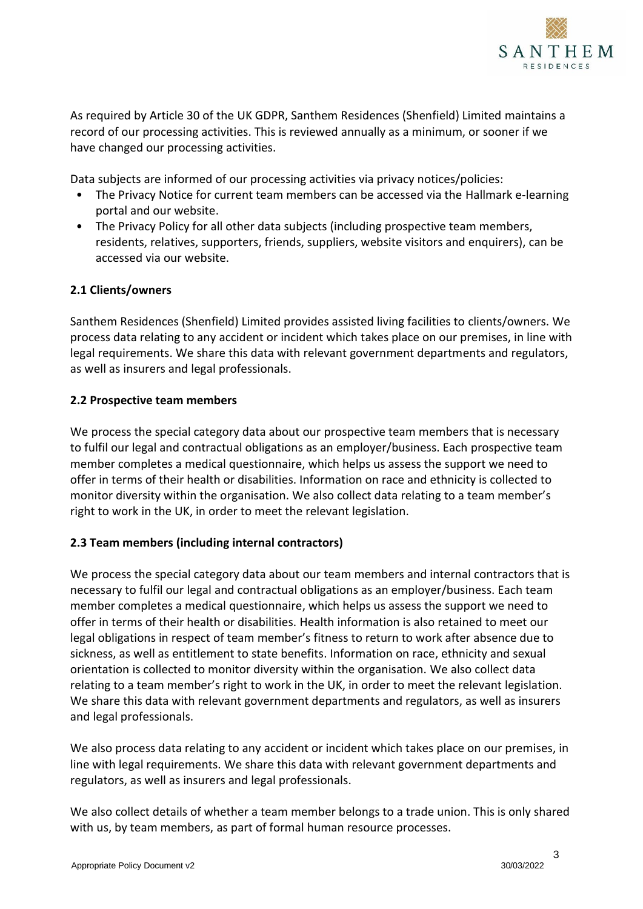As required by Article 30 of the UK GDPR, Santhem Residences (Shenfield) Limited maintains a record of our processing activities. This is reviewed annually as a minimum, or sooner if we have changed our processing activities.

Data subjects are informed of our processing activities via privacy notices/policies:

- The Privacy Notice for current team members can be accessed via the Hallmark e-learning portal and our website.
- The Privacy Policy for all other data subjects (including prospective team members, residents, relatives, supporters, friends, suppliers, website visitors and enquirers), can be accessed via our website.

### 2.1 Clients/owners

Santhem Residences (Shenfield) Limited provides assisted living facilities to clients/owners. We process data relating to any accident or incident which takes place on our premises, in line with legal requirements. We share this data with relevant government departments and regulators, as well as insurers and legal professionals.

### 2.2 Prospective team members

We process the special category data about our prospective team members that is necessary to fulfil our legal and contractual obligations as an employer/business. Each prospective team member completes a medical questionnaire, which helps us assess the support we need to offer in terms of their health or disabilities. Information on race and ethnicity is collected to monitor diversity within the organisation. We also collect data relating to a team member's right to work in the UK, in order to meet the relevant legislation.

### 2.3 Team members (including internal contractors)

We process the special category data about our team members and internal contractors that is necessary to fulfil our legal and contractual obligations as an employer/business. Each team member completes a medical questionnaire, which helps us assess the support we need to offer in terms of their health or disabilities. Health information is also retained to meet our legal obligations in respect of team member's fitness to return to work after absence due to sickness, as well as entitlement to state benefits. Information on race, ethnicity and sexual orientation is collected to monitor diversity within the organisation. We also collect data relating to a team member's right to work in the UK, in order to meet the relevant legislation. We share this data with relevant government departments and regulators, as well as insurers and legal professionals.

We also process data relating to any accident or incident which takes place on our premises, in line with legal requirements. We share this data with relevant government departments and regulators, as well as insurers and legal professionals.

We also collect details of whether a team member belongs to a trade union. This is only shared with us, by team members, as part of formal human resource processes.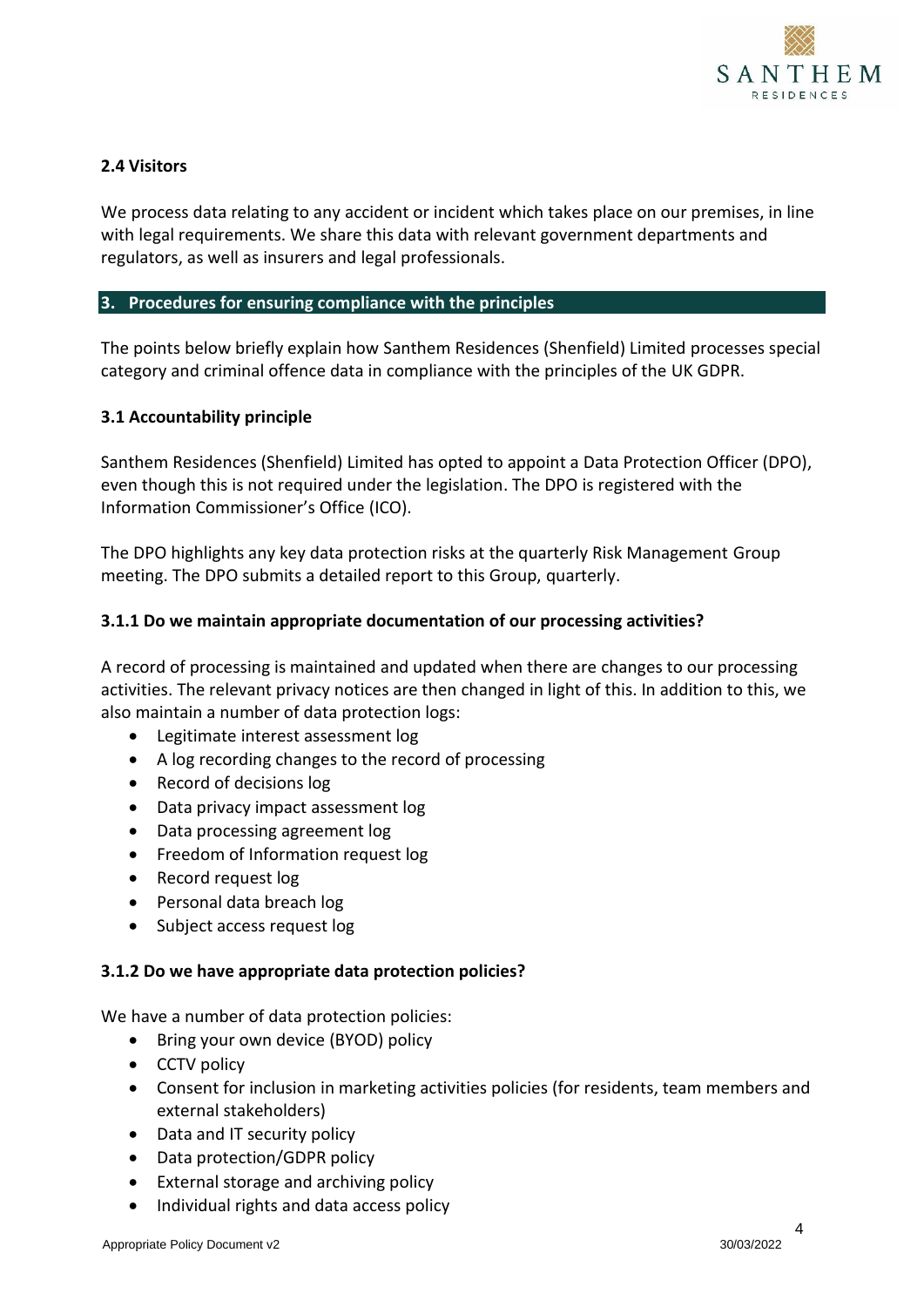### 2.4 Visitors

We process data relating to any accident or incident which takes place on our premises, in line with legal requirements. We share this data with relevant government departments and regulators, as well as insurers and legal professionals.

## 3. Procedures for ensuring compliance with the principles

The points below briefly explain how Santhem Residences (Shenfield) Limited processes special category and criminal offence data in compliance with the principles of the UK GDPR.

### 3.1 Accountability principle

Santhem Residences (Shenfield) Limited has opted to appoint a Data Protection Officer (DPO), even though this is not required under the legislation. The DPO is registered with the Information Commissioner's Office (ICO).

The DPO highlights any key data protection risks at the quarterly Risk Management Group meeting. The DPO submits a detailed report to this Group, quarterly.

#### 3.1.1 Do we maintain appropriate documentation of our processing activities?

A record of processing is maintained and updated when there are changes to our processing activities. The relevant privacy notices are then changed in light of this. In addition to this, we also maintain a number of data protection logs:

- Legitimate interest assessment log
- A log recording changes to the record of processing
- Record of decisions log
- Data privacy impact assessment log
- Data processing agreement log
- Freedom of Information request log
- Record request log
- Personal data breach log
- Subject access request log

#### 3.1.2 Do we have appropriate data protection policies?

We have a number of data protection policies:

- Bring your own device (BYOD) policy
- CCTV policy
- Consent for inclusion in marketing activities policies (for residents, team members and external stakeholders)
- Data and IT security policy
- Data protection/GDPR policy
- External storage and archiving policy
- Individual rights and data access policy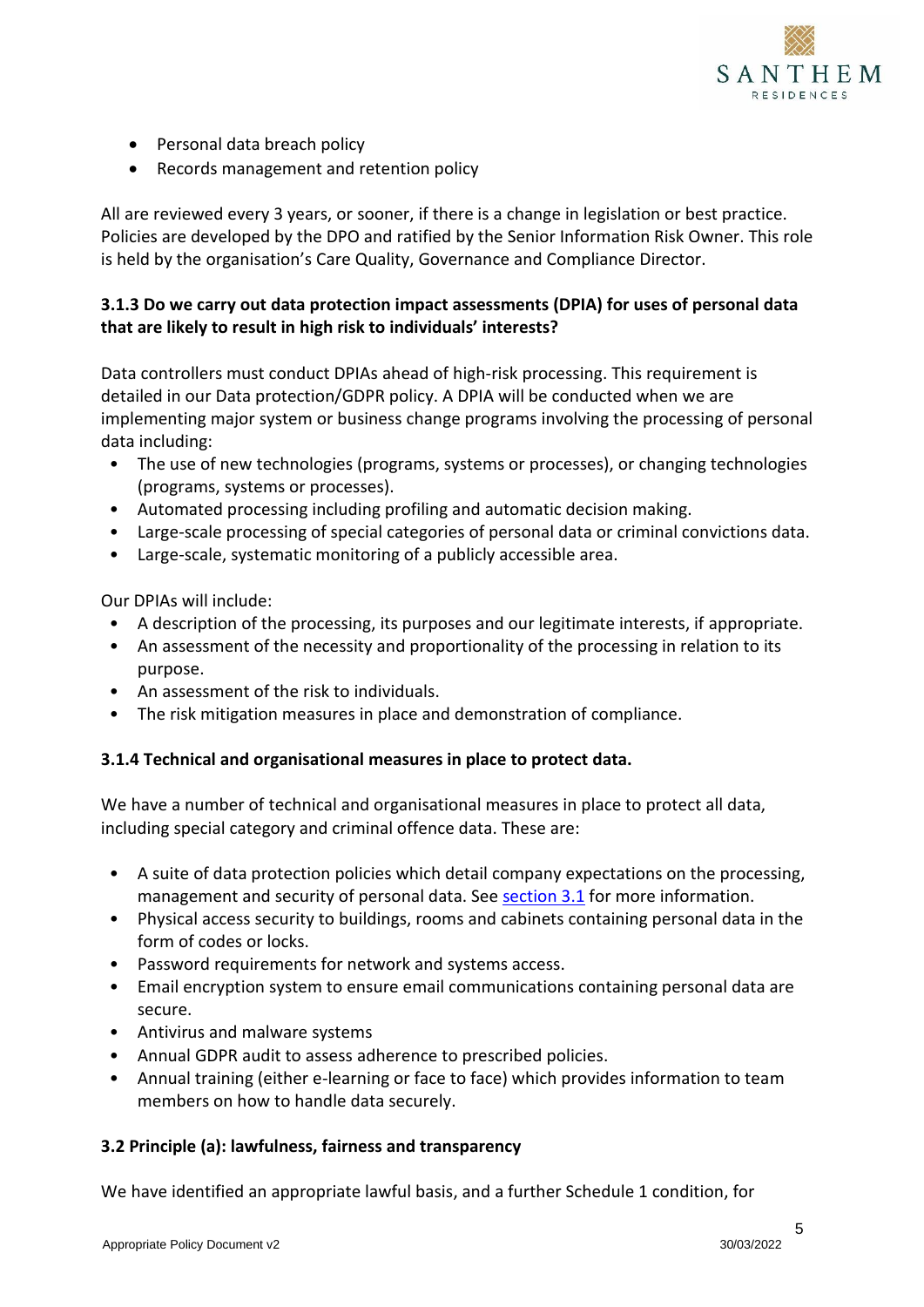- Personal data breach policy
- Records management and retention policy

All are reviewed every 3 years, or sooner, if there is a change in legislation or best practice. Policies are developed by the DPO and ratified by the Senior Information Risk Owner. This role is held by the organisation's Care Quality, Governance and Compliance Director.

### 3.1.3 Do we carry out data protection impact assessments (DPIA) for uses of personal data that are likely to result in high risk to individuals' interests?

Data controllers must conduct DPIAs ahead of high-risk processing. This requirement is detailed in our Data protection/GDPR policy. A DPIA will be conducted when we are implementing major system or business change programs involving the processing of personal data including:

- The use of new technologies (programs, systems or processes), or changing technologies (programs, systems or processes).
- Automated processing including profiling and automatic decision making.
- Large-scale processing of special categories of personal data or criminal convictions data.
- Large-scale, systematic monitoring of a publicly accessible area.

Our DPIAs will include:

- A description of the processing, its purposes and our legitimate interests, if appropriate.
- An assessment of the necessity and proportionality of the processing in relation to its purpose.
- An assessment of the risk to individuals.
- The risk mitigation measures in place and demonstration of compliance.

### 3.1.4 Technical and organisational measures in place to protect data.

We have a number of technical and organisational measures in place to protect all data, including special category and criminal offence data. These are:

- A suite of data protection policies which detail company expectations on the processing, management and security of personal data. See section 3.1 for more information.
- Physical access security to buildings, rooms and cabinets containing personal data in the form of codes or locks.
- Password requirements for network and systems access.
- Email encryption system to ensure email communications containing personal data are secure.
- Antivirus and malware systems
- Annual GDPR audit to assess adherence to prescribed policies.
- Annual training (either e-learning or face to face) which provides information to team members on how to handle data securely.

### 3.2 Principle (a): lawfulness, fairness and transparency

We have identified an appropriate lawful basis, and a further Schedule 1 condition, for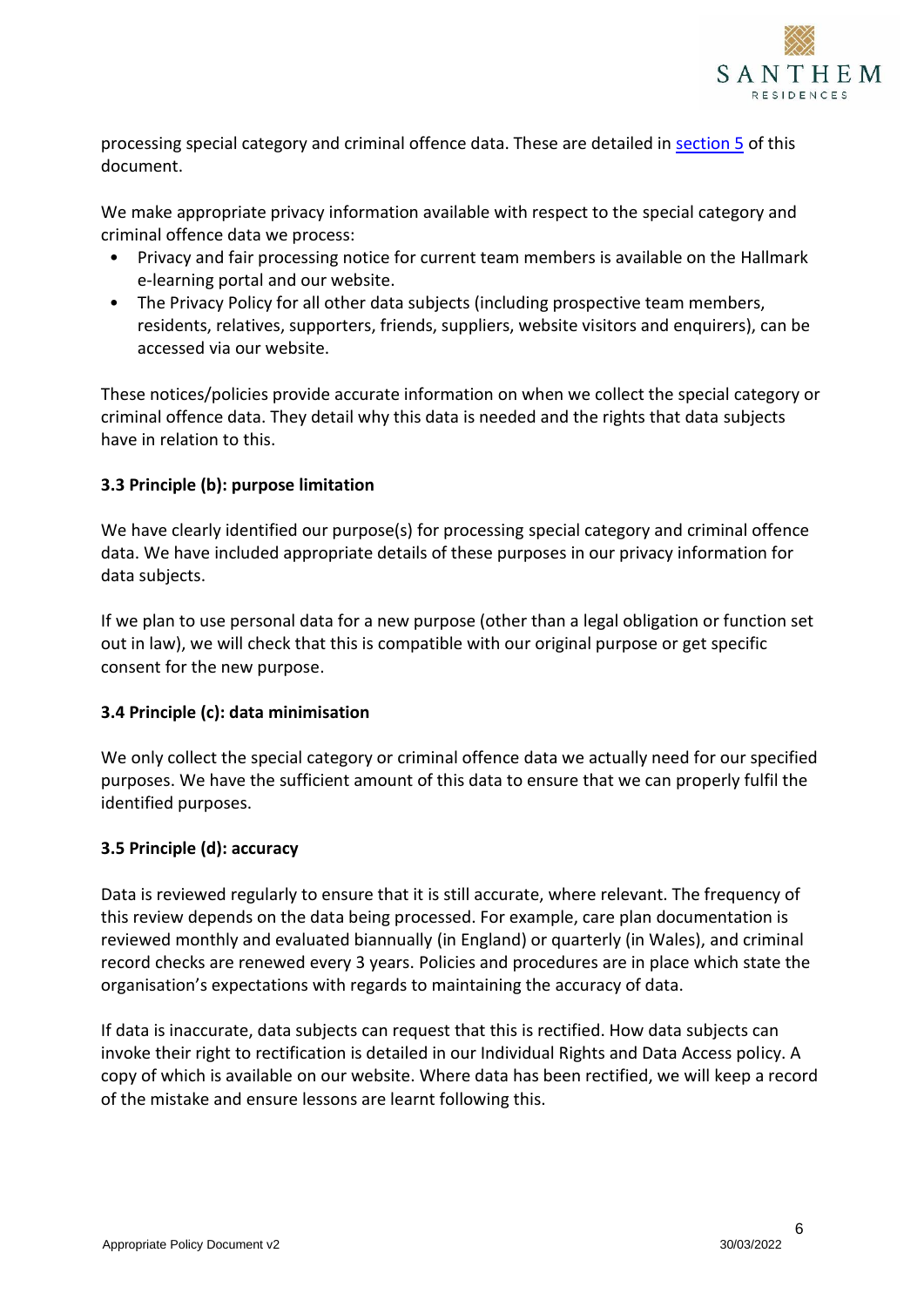processing special category and criminal offence data. These are detailed in [section 5](#) of this document.

We make appropriate privacy information available with respect to the special category and criminal offence data we process:

- Privacy and fair processing notice for current team members is available on the Hallmark e-learning portal and our website.
- The Privacy Policy for all other data subjects (including prospective team members, residents, relatives, supporters, friends, suppliers, website visitors and enquirers), can be accessed via our website.

These notices/policies provide accurate information on when we collect the special category or criminal offence data. They detail why this data is needed and the rights that data subjects have in relation to this.

### 3.3 Principle (b): purpose limitation

We have clearly identified our purpose(s) for processing special category and criminal offence data. We have included appropriate details of these purposes in our privacy information for data subjects.

If we plan to use personal data for a new purpose (other than a legal obligation or function set out in law), we will check that this is compatible with our original purpose or get specific consent for the new purpose.

### 3.4 Principle (c): data minimisation

We only collect the special category or criminal offence data we actually need for our specified purposes. We have the sufficient amount of this data to ensure that we can properly fulfil the identified purposes.

### 3.5 Principle (d): accuracy

Data is reviewed regularly to ensure that it is still accurate, where relevant. The frequency of this review depends on the data being processed. For example, care plan documentation is reviewed monthly and evaluated biannually (in England) or quarterly (in Wales), and criminal record checks are renewed every 3 years. Policies and procedures are in place which state the organisation's expectations with regards to maintaining the accuracy of data.

If data is inaccurate, data subjects can request that this is rectified. How data subjects can invoke their right to rectification is detailed in our Individual Rights and Data Access policy. A copy of which is available on our website. Where data has been rectified, we will keep a record of the mistake and ensure lessons are learnt following this.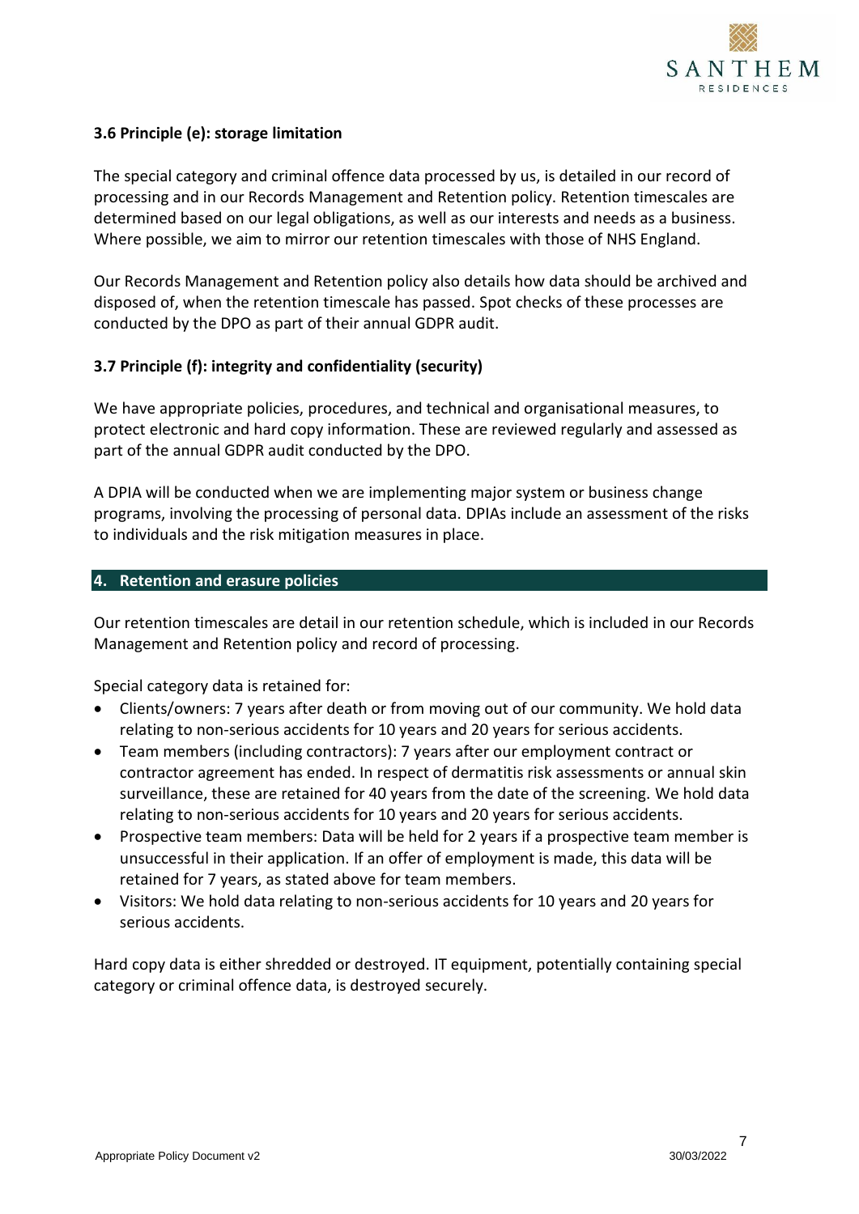### 3.6 Principle (e): storage limitation

The special category and criminal offence data processed by us, is detailed in our record of processing and in our Records Management and Retention policy. Retention timescales are determined based on our legal obligations, as well as our interests and needs as a business. Where possible, we aim to mirror our retention timescales with those of NHS England.

Our Records Management and Retention policy also details how data should be archived and disposed of, when the retention timescale has passed. Spot checks of these processes are conducted by the DPO as part of their annual GDPR audit.

### 3.7 Principle (f): integrity and confidentiality (security)

We have appropriate policies, procedures, and technical and organisational measures, to protect electronic and hard copy information. These are reviewed regularly and assessed as part of the annual GDPR audit conducted by the DPO.

A DPIA will be conducted when we are implementing major system or business change programs, involving the processing of personal data. DPIAs include an assessment of the risks to individuals and the risk mitigation measures in place.

## 4. Retention and erasure policies

Our retention timescales are detail in our retention schedule, which is included in our Records Management and Retention policy and record of processing.

Special category data is retained for:

- Clients/owners: 7 years after death or from moving out of our community. We hold data relating to non-serious accidents for 10 years and 20 years for serious accidents.
- Team members (including contractors): 7 years after our employment contract or contractor agreement has ended. In respect of dermatitis risk assessments or annual skin surveillance, these are retained for 40 years from the date of the screening. We hold data relating to non-serious accidents for 10 years and 20 years for serious accidents.
- Prospective team members: Data will be held for 2 years if a prospective team member is unsuccessful in their application. If an offer of employment is made, this data will be retained for 7 years, as stated above for team members.
- Visitors: We hold data relating to non-serious accidents for 10 years and 20 years for serious accidents.

Hard copy data is either shredded or destroyed. IT equipment, potentially containing special category or criminal offence data, is destroyed securely.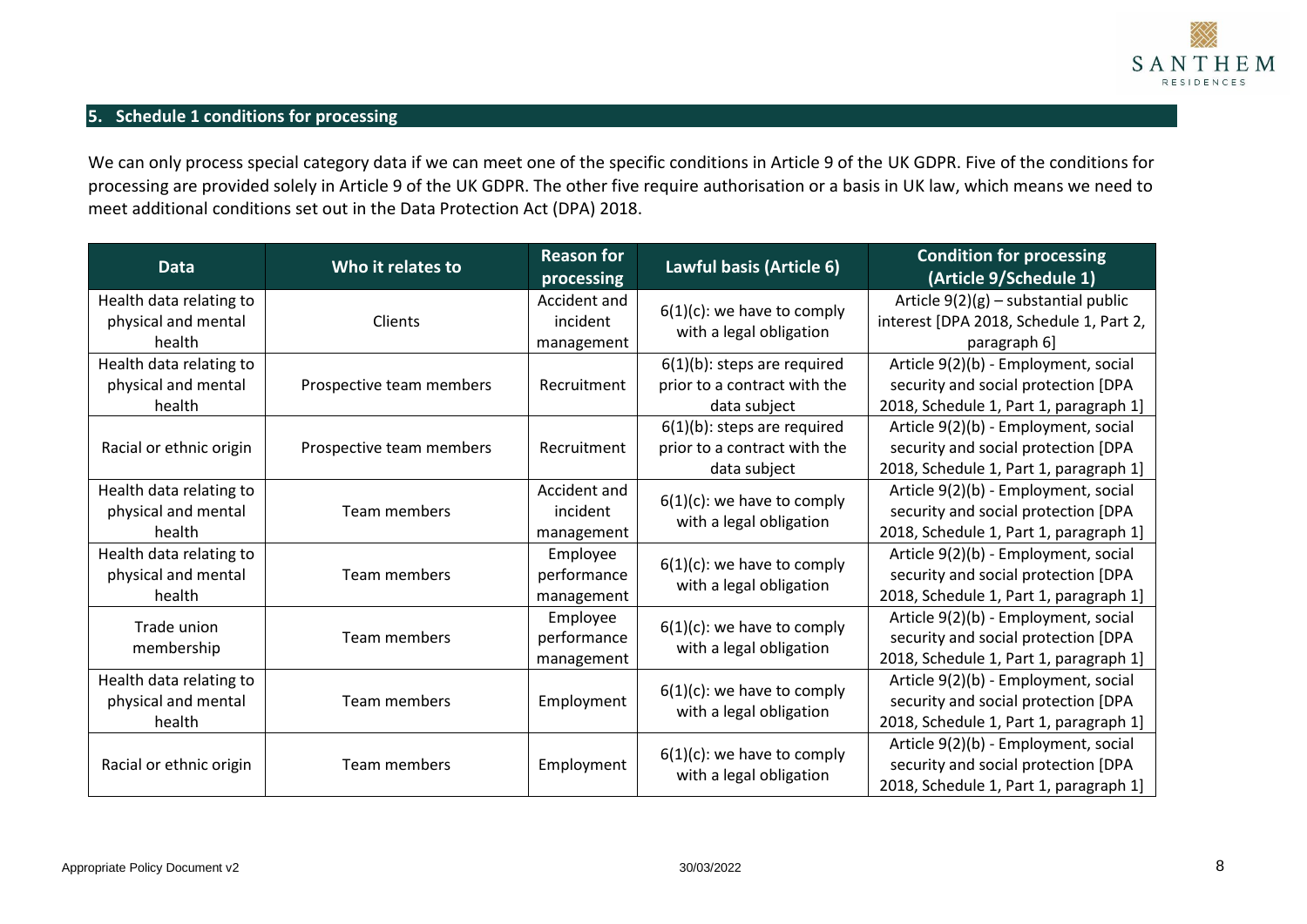## 5. Schedule 1 conditions for processing

We can only process special category data if we can meet one of the specific conditions in Article 9 of the UK GDPR. Five of the conditions for processing are provided solely in Article 9 of the UK GDPR. The other five require authorisation or a basis in UK law, which means we need to meet additional conditions set out in the Data Protection Act (DPA) 2018.

| Data | Who it relates to | Reason for processing | Lawful basis (Article 6) | Condition for processing (Article 9/Schedule 1) |
|---|---|---|---|---|
| Health data relating to physical and mental health | Clients | Accident and incident management | 6(1)(c): we have to comply with a legal obligation | Article 9(2)(g) – substantial public interest [DPA 2018, Schedule 1, Part 2, paragraph 6] |
| Health data relating to physical and mental health | Prospective team members | Recruitment | 6(1)(b): steps are required prior to a contract with the data subject | Article 9(2)(b) - Employment, social security and social protection [DPA 2018, Schedule 1, Part 1, paragraph 1] |
| Racial or ethnic origin | Prospective team members | Recruitment | 6(1)(b): steps are required prior to a contract with the data subject | Article 9(2)(b) - Employment, social security and social protection [DPA 2018, Schedule 1, Part 1, paragraph 1] |
| Health data relating to physical and mental health | Team members | Accident and incident management | 6(1)(c): we have to comply with a legal obligation | Article 9(2)(b) - Employment, social security and social protection [DPA 2018, Schedule 1, Part 1, paragraph 1] |
| Health data relating to physical and mental health | Team members | Employee performance management | 6(1)(c): we have to comply with a legal obligation | Article 9(2)(b) - Employment, social security and social protection [DPA 2018, Schedule 1, Part 1, paragraph 1] |
| Trade union membership | Team members | Employee performance management | 6(1)(c): we have to comply with a legal obligation | Article 9(2)(b) - Employment, social security and social protection [DPA 2018, Schedule 1, Part 1, paragraph 1] |
| Health data relating to physical and mental health | Team members | Employment | 6(1)(c): we have to comply with a legal obligation | Article 9(2)(b) - Employment, social security and social protection [DPA 2018, Schedule 1, Part 1, paragraph 1] |
| Racial or ethnic origin | Team members | Employment | 6(1)(c): we have to comply with a legal obligation | Article 9(2)(b) - Employment, social security and social protection [DPA 2018, Schedule 1, Part 1, paragraph 1] |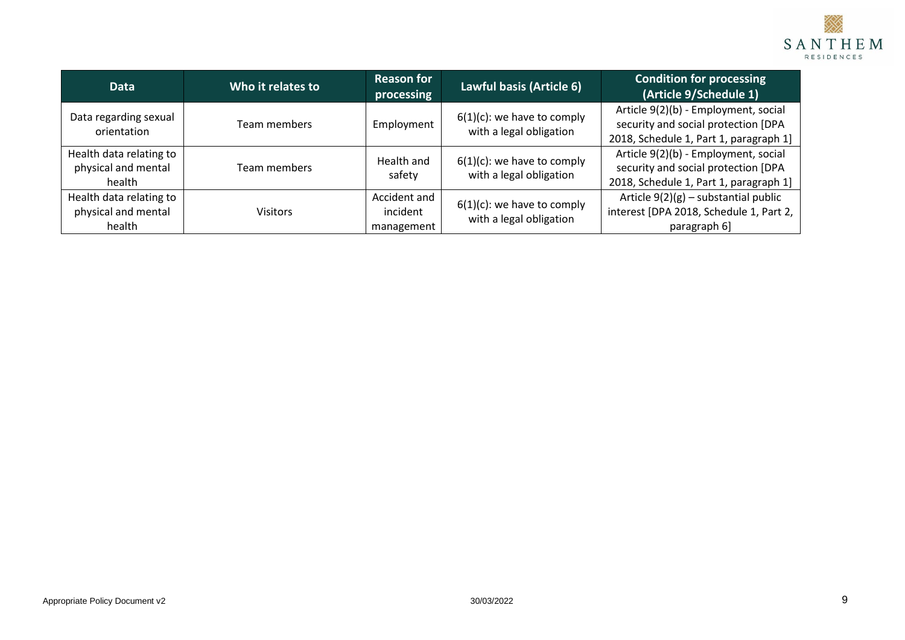| Data | Who it relates to | Reason for processing | Lawful basis (Article 6) | Condition for processing (Article 9/Schedule 1) |
|---|---|---|---|---|
| Data regarding sexual orientation | Team members | Employment | 6(1)(c): we have to comply with a legal obligation | Article 9(2)(b) - Employment, social security and social protection [DPA 2018, Schedule 1, Part 1, paragraph 1] |
| Health data relating to physical and mental health | Team members | Health and safety | 6(1)(c): we have to comply with a legal obligation | Article 9(2)(b) - Employment, social security and social protection [DPA 2018, Schedule 1, Part 1, paragraph 1] |
| Health data relating to physical and mental health | Visitors | Accident and incident management | 6(1)(c): we have to comply with a legal obligation | Article 9(2)(g) – substantial public interest [DPA 2018, Schedule 1, Part 2, paragraph 6] |